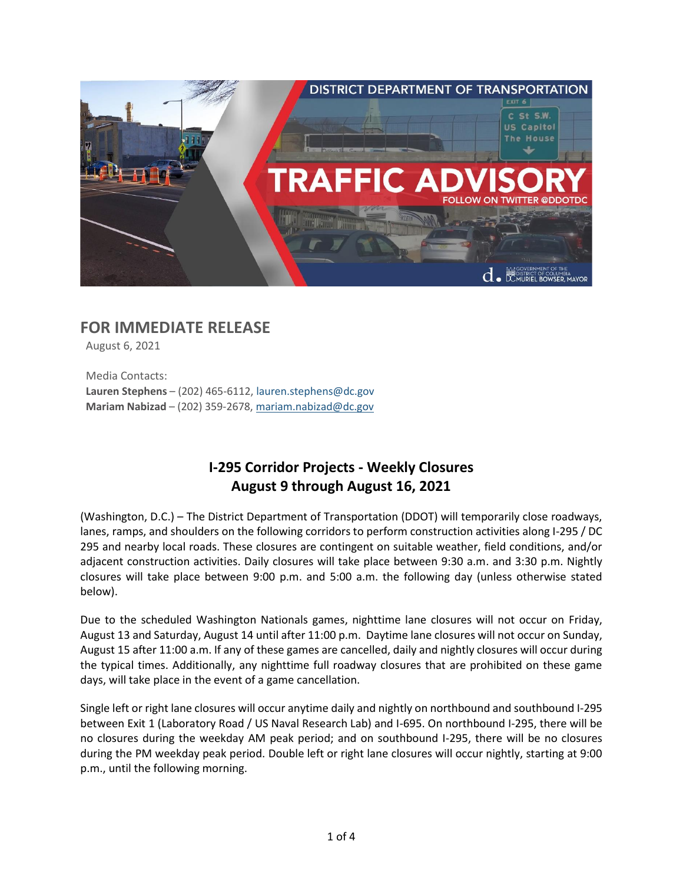## FOR IMMEDIATE RELEASE

August 6, 2021

Media Contacts:
**Lauren Stephens** – (202) 465-6112, lauren.stephens@dc.gov
**Mariam Nabizad** – (202) 359-2678, mariam.nabizad@dc.gov

# I-295 Corridor Projects - Weekly Closures
# August 9 through August 16, 2021

(Washington, D.C.) – The District Department of Transportation (DDOT) will temporarily close roadways, lanes, ramps, and shoulders on the following corridors to perform construction activities along I-295 / DC 295 and nearby local roads. These closures are contingent on suitable weather, field conditions, and/or adjacent construction activities. Daily closures will take place between 9:30 a.m. and 3:30 p.m. Nightly closures will take place between 9:00 p.m. and 5:00 a.m. the following day (unless otherwise stated below).

Due to the scheduled Washington Nationals games, nighttime lane closures will not occur on Friday, August 13 and Saturday, August 14 until after 11:00 p.m. Daytime lane closures will not occur on Sunday, August 15 after 11:00 a.m. If any of these games are cancelled, daily and nightly closures will occur during the typical times. Additionally, any nighttime full roadway closures that are prohibited on these game days, will take place in the event of a game cancellation.

Single left or right lane closures will occur anytime daily and nightly on northbound and southbound I-295 between Exit 1 (Laboratory Road / US Naval Research Lab) and I-695. On northbound I-295, there will be no closures during the weekday AM peak period; and on southbound I-295, there will be no closures during the PM weekday peak period. Double left or right lane closures will occur nightly, starting at 9:00 p.m., until the following morning.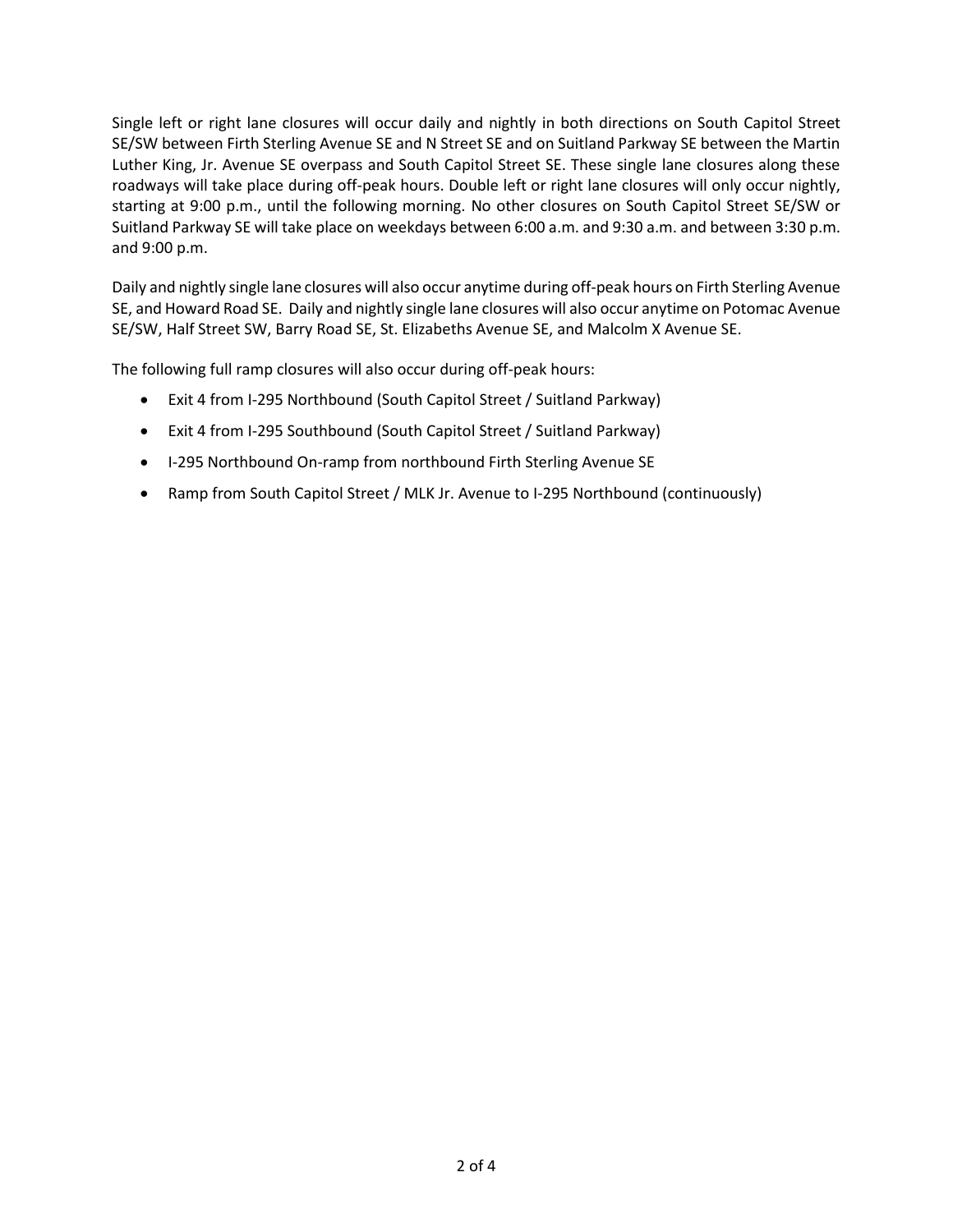Single left or right lane closures will occur daily and nightly in both directions on South Capitol Street SE/SW between Firth Sterling Avenue SE and N Street SE and on Suitland Parkway SE between the Martin Luther King, Jr. Avenue SE overpass and South Capitol Street SE. These single lane closures along these roadways will take place during off-peak hours. Double left or right lane closures will only occur nightly, starting at 9:00 p.m., until the following morning. No other closures on South Capitol Street SE/SW or Suitland Parkway SE will take place on weekdays between 6:00 a.m. and 9:30 a.m. and between 3:30 p.m. and 9:00 p.m.

Daily and nightly single lane closures will also occur anytime during off-peak hours on Firth Sterling Avenue SE, and Howard Road SE. Daily and nightly single lane closures will also occur anytime on Potomac Avenue SE/SW, Half Street SW, Barry Road SE, St. Elizabeths Avenue SE, and Malcolm X Avenue SE.

The following full ramp closures will also occur during off-peak hours:

- Exit 4 from I-295 Northbound (South Capitol Street / Suitland Parkway)
- Exit 4 from I-295 Southbound (South Capitol Street / Suitland Parkway)
- I-295 Northbound On-ramp from northbound Firth Sterling Avenue SE
- Ramp from South Capitol Street / MLK Jr. Avenue to I-295 Northbound (continuously)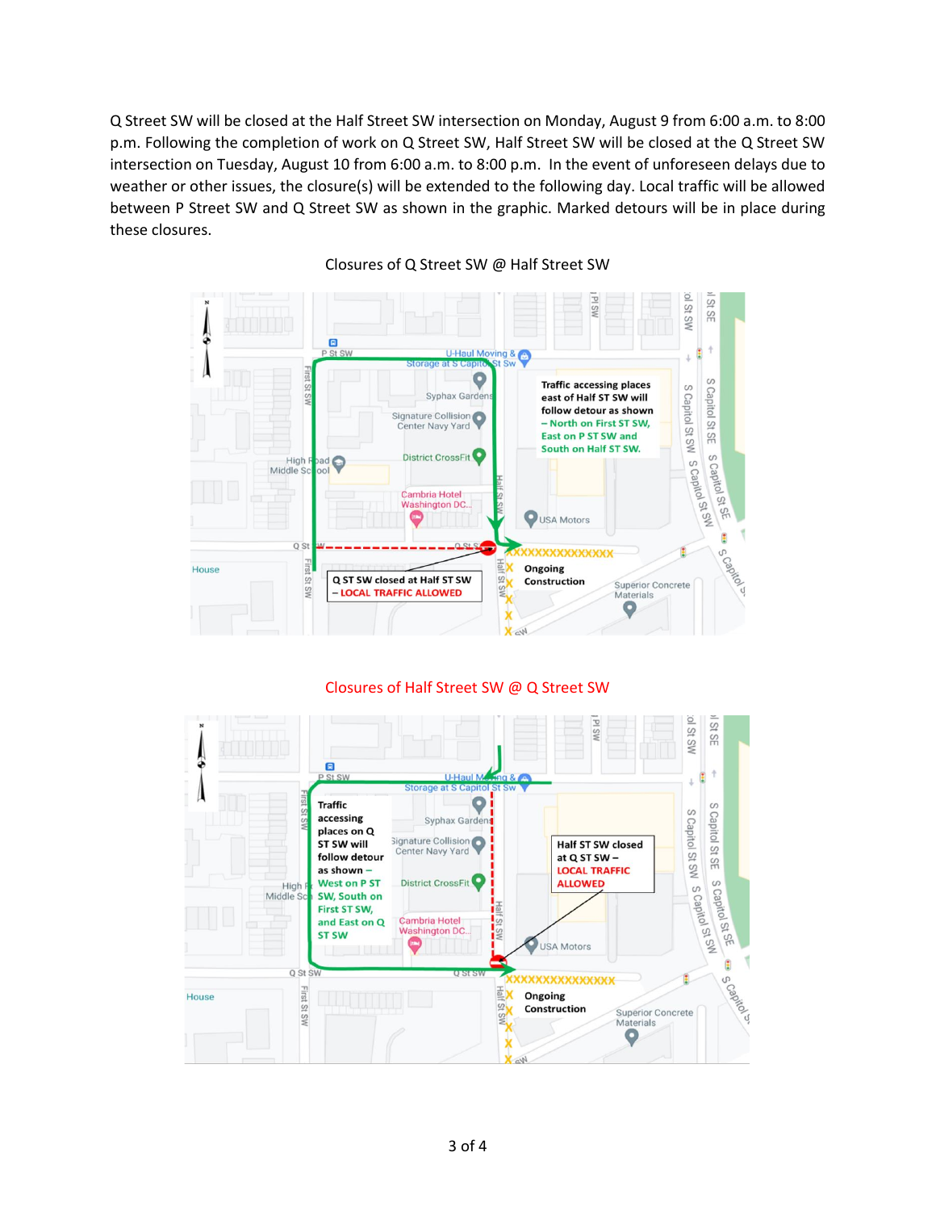Q Street SW will be closed at the Half Street SW intersection on Monday, August 9 from 6:00 a.m. to 8:00 p.m. Following the completion of work on Q Street SW, Half Street SW will be closed at the Q Street SW intersection on Tuesday, August 10 from 6:00 a.m. to 8:00 p.m. In the event of unforeseen delays due to weather or other issues, the closure(s) will be extended to the following day. Local traffic will be allowed between P Street SW and Q Street SW as shown in the graphic. Marked detours will be in place during these closures.

Closures of Q Street SW @ Half Street SW

Traffic accessing places east of Half ST SW will follow detour as shown – North on First ST SW, East on P ST SW and South on Half ST SW.

Q ST SW closed at Half ST SW – LOCAL TRAFFIC ALLOWED

Ongoing Construction

Closures of Half Street SW @ Q Street SW

Traffic accessing places on Q ST SW will follow detour as shown – West on P ST SW, South on First ST SW, and East on Q ST SW

Half ST SW closed at Q ST SW – LOCAL TRAFFIC ALLOWED

Ongoing Construction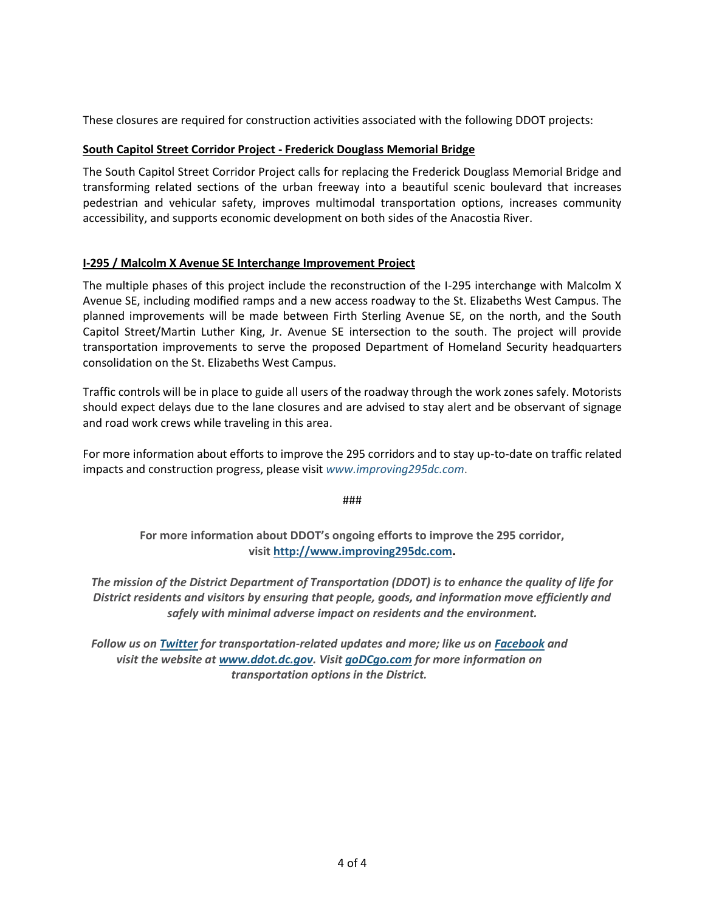These closures are required for construction activities associated with the following DDOT projects:

**South Capitol Street Corridor Project - Frederick Douglass Memorial Bridge**

The South Capitol Street Corridor Project calls for replacing the Frederick Douglass Memorial Bridge and transforming related sections of the urban freeway into a beautiful scenic boulevard that increases pedestrian and vehicular safety, improves multimodal transportation options, increases community accessibility, and supports economic development on both sides of the Anacostia River.

**I-295 / Malcolm X Avenue SE Interchange Improvement Project**

The multiple phases of this project include the reconstruction of the I-295 interchange with Malcolm X Avenue SE, including modified ramps and a new access roadway to the St. Elizabeths West Campus. The planned improvements will be made between Firth Sterling Avenue SE, on the north, and the South Capitol Street/Martin Luther King, Jr. Avenue SE intersection to the south. The project will provide transportation improvements to serve the proposed Department of Homeland Security headquarters consolidation on the St. Elizabeths West Campus.

Traffic controls will be in place to guide all users of the roadway through the work zones safely. Motorists should expect delays due to the lane closures and are advised to stay alert and be observant of signage and road work crews while traveling in this area.

For more information about efforts to improve the 295 corridors and to stay up-to-date on traffic related impacts and construction progress, please visit *www.improving295dc.com*.

###

**For more information about DDOT's ongoing efforts to improve the 295 corridor, visit http://www.improving295dc.com.**

***The mission of the District Department of Transportation (DDOT) is to enhance the quality of life for District residents and visitors by ensuring that people, goods, and information move efficiently and safely with minimal adverse impact on residents and the environment.***

***Follow us on Twitter for transportation-related updates and more; like us on Facebook and visit the website at www.ddot.dc.gov. Visit goDCgo.com for more information on transportation options in the District.***